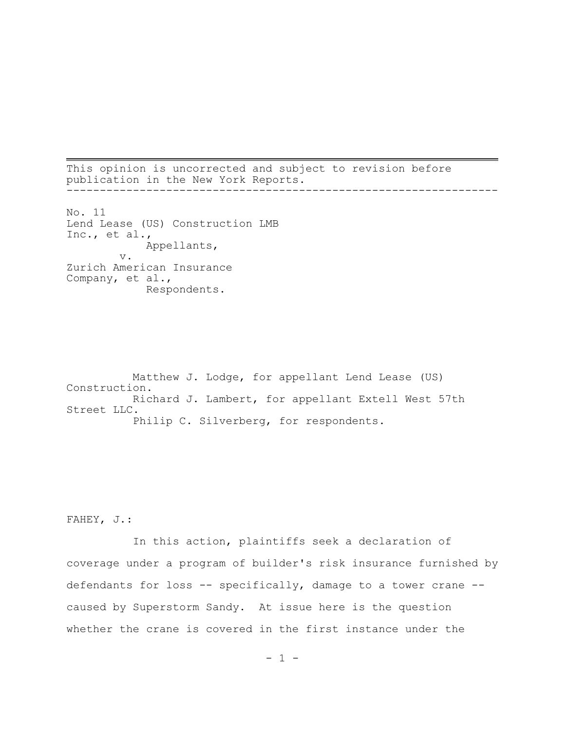This opinion is uncorrected and subject to revision before publication in the New York Reports.

---

No. 11
Lend Lease (US) Construction LMB Inc., et al.,
Appellants,
v.
Zurich American Insurance Company, et al.,
Respondents.

Matthew J. Lodge, for appellant Lend Lease (US) Construction.
Richard J. Lambert, for appellant Extell West 57th Street LLC.
Philip C. Silverberg, for respondents.

FAHEY, J.:

In this action, plaintiffs seek a declaration of coverage under a program of builder's risk insurance furnished by defendants for loss -- specifically, damage to a tower crane -- caused by Superstorm Sandy. At issue here is the question whether the crane is covered in the first instance under the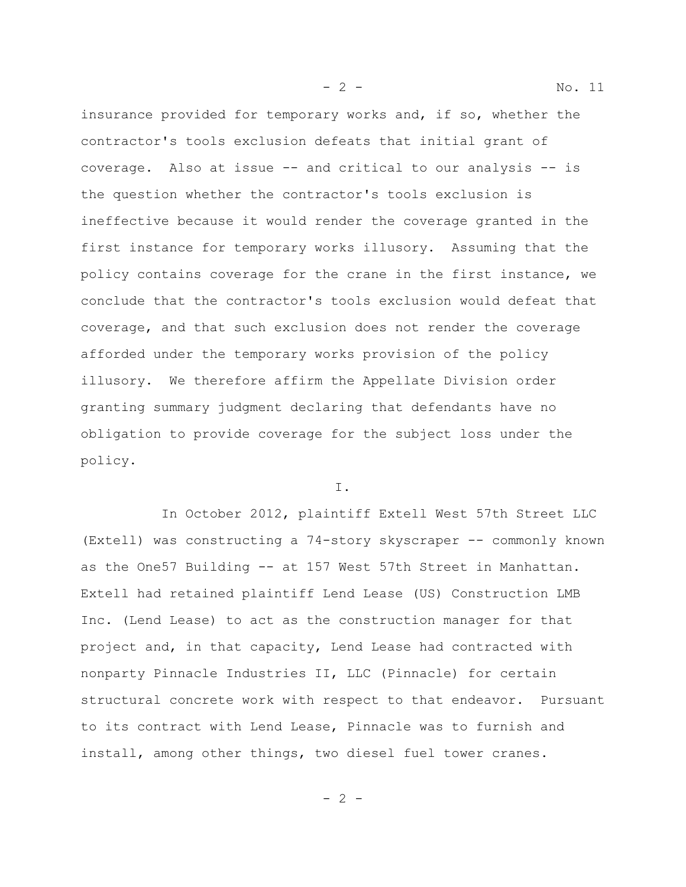insurance provided for temporary works and, if so, whether the contractor's tools exclusion defeats that initial grant of coverage. Also at issue -- and critical to our analysis -- is the question whether the contractor's tools exclusion is ineffective because it would render the coverage granted in the first instance for temporary works illusory. Assuming that the policy contains coverage for the crane in the first instance, we conclude that the contractor's tools exclusion would defeat that coverage, and that such exclusion does not render the coverage afforded under the temporary works provision of the policy illusory. We therefore affirm the Appellate Division order granting summary judgment declaring that defendants have no obligation to provide coverage for the subject loss under the policy.

I.

In October 2012, plaintiff Extell West 57th Street LLC (Extell) was constructing a 74-story skyscraper -- commonly known as the One57 Building -- at 157 West 57th Street in Manhattan. Extell had retained plaintiff Lend Lease (US) Construction LMB Inc. (Lend Lease) to act as the construction manager for that project and, in that capacity, Lend Lease had contracted with nonparty Pinnacle Industries II, LLC (Pinnacle) for certain structural concrete work with respect to that endeavor. Pursuant to its contract with Lend Lease, Pinnacle was to furnish and install, among other things, two diesel fuel tower cranes.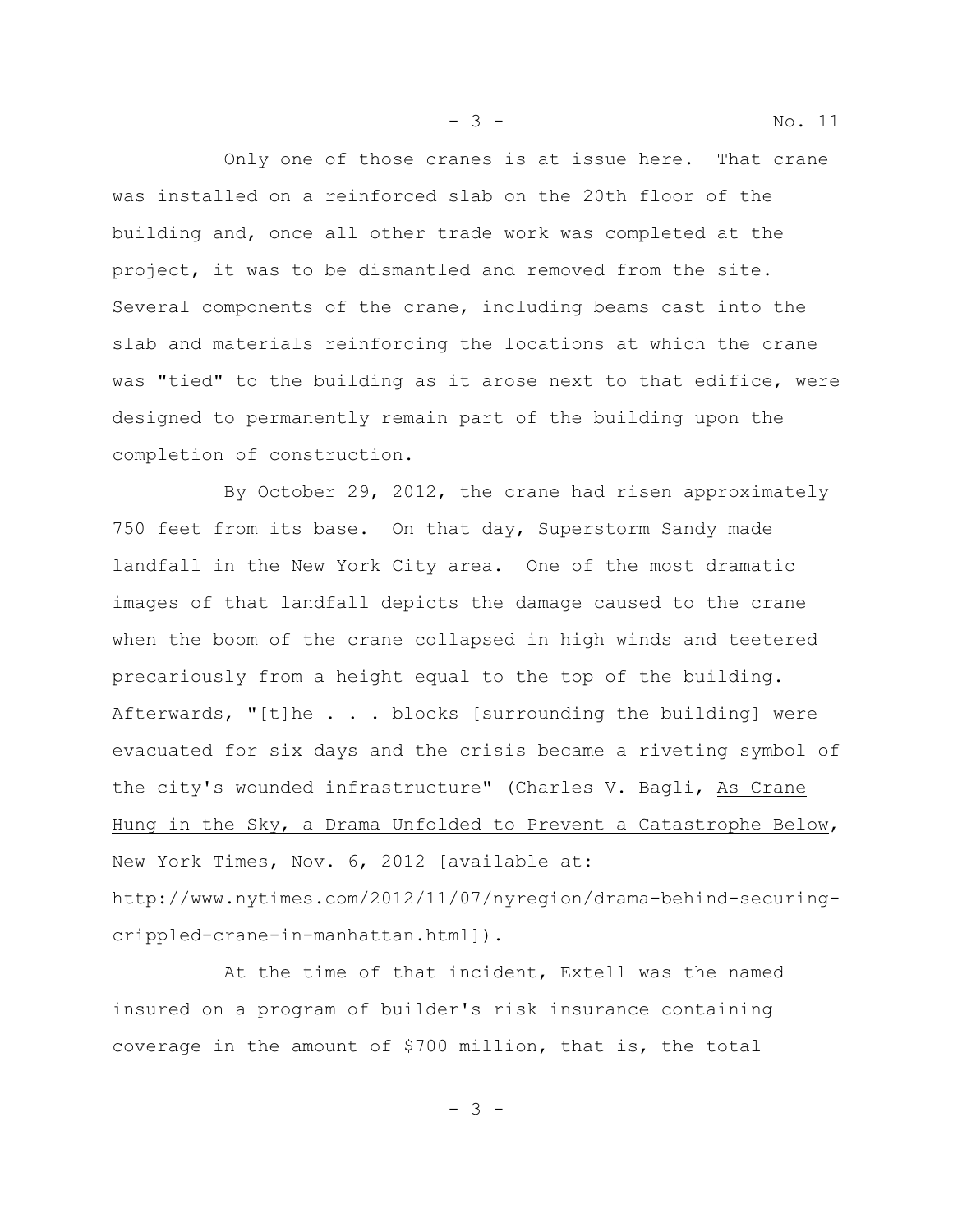Only one of those cranes is at issue here. That crane was installed on a reinforced slab on the 20th floor of the building and, once all other trade work was completed at the project, it was to be dismantled and removed from the site. Several components of the crane, including beams cast into the slab and materials reinforcing the locations at which the crane was "tied" to the building as it arose next to that edifice, were designed to permanently remain part of the building upon the completion of construction.

By October 29, 2012, the crane had risen approximately 750 feet from its base. On that day, Superstorm Sandy made landfall in the New York City area. One of the most dramatic images of that landfall depicts the damage caused to the crane when the boom of the crane collapsed in high winds and teetered precariously from a height equal to the top of the building. Afterwards, "[t]he . . . blocks [surrounding the building] were evacuated for six days and the crisis became a riveting symbol of the city's wounded infrastructure" (Charles V. Bagli, As Crane Hung in the Sky, a Drama Unfolded to Prevent a Catastrophe Below, New York Times, Nov. 6, 2012 [available at: http://www.nytimes.com/2012/11/07/nyregion/drama-behind-securing-crippled-crane-in-manhattan.html]).

At the time of that incident, Extell was the named insured on a program of builder's risk insurance containing coverage in the amount of $700 million, that is, the total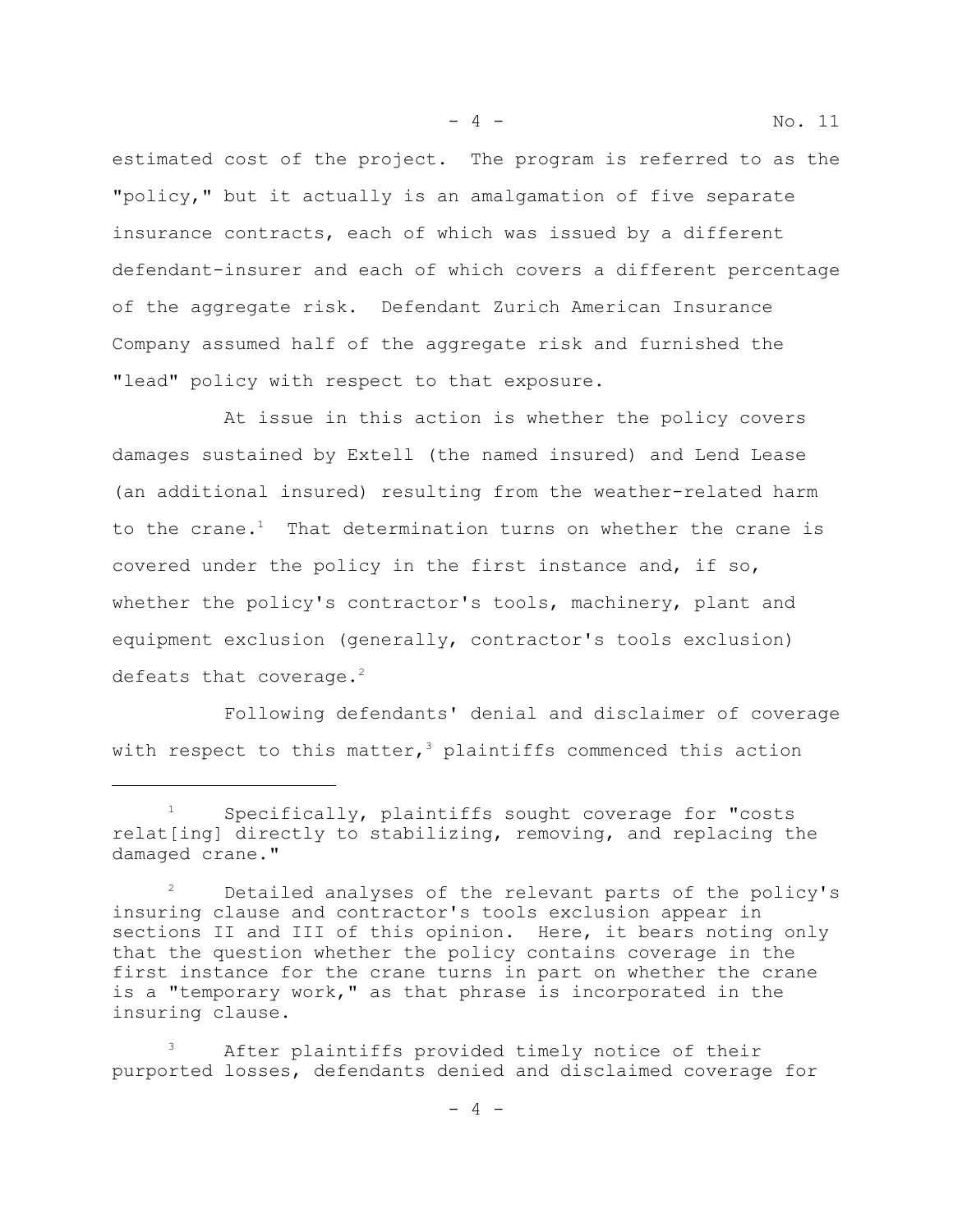estimated cost of the project. The program is referred to as the "policy," but it actually is an amalgamation of five separate insurance contracts, each of which was issued by a different defendant-insurer and each of which covers a different percentage of the aggregate risk. Defendant Zurich American Insurance Company assumed half of the aggregate risk and furnished the "lead" policy with respect to that exposure.

At issue in this action is whether the policy covers damages sustained by Extell (the named insured) and Lend Lease (an additional insured) resulting from the weather-related harm to the crane.[1] That determination turns on whether the crane is covered under the policy in the first instance and, if so, whether the policy's contractor's tools, machinery, plant and equipment exclusion (generally, contractor's tools exclusion) defeats that coverage.[2]

Following defendants' denial and disclaimer of coverage with respect to this matter,[3] plaintiffs commenced this action

---

[1] Specifically, plaintiffs sought coverage for "costs relat[ing] directly to stabilizing, removing, and replacing the damaged crane."

[2] Detailed analyses of the relevant parts of the policy's insuring clause and contractor's tools exclusion appear in sections II and III of this opinion. Here, it bears noting only that the question whether the policy contains coverage in the first instance for the crane turns in part on whether the crane is a "temporary work," as that phrase is incorporated in the insuring clause.

[3] After plaintiffs provided timely notice of their purported losses, defendants denied and disclaimed coverage for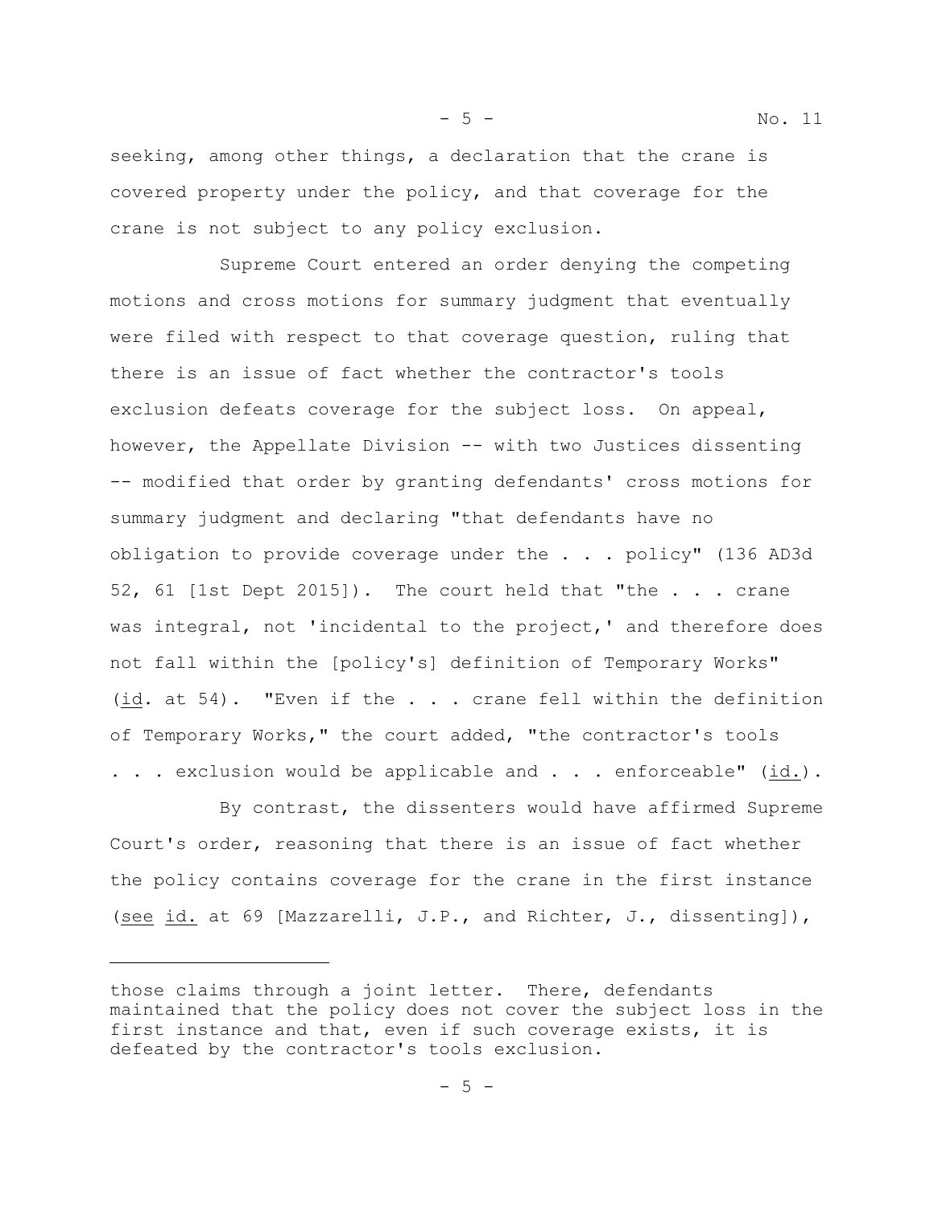seeking, among other things, a declaration that the crane is covered property under the policy, and that coverage for the crane is not subject to any policy exclusion.

Supreme Court entered an order denying the competing motions and cross motions for summary judgment that eventually were filed with respect to that coverage question, ruling that there is an issue of fact whether the contractor's tools exclusion defeats coverage for the subject loss. On appeal, however, the Appellate Division -- with two Justices dissenting -- modified that order by granting defendants' cross motions for summary judgment and declaring "that defendants have no obligation to provide coverage under the . . . policy" (136 AD3d 52, 61 [1st Dept 2015]). The court held that "the . . . crane was integral, not 'incidental to the project,' and therefore does not fall within the [policy's] definition of Temporary Works" (id. at 54). "Even if the . . . crane fell within the definition of Temporary Works," the court added, "the contractor's tools . . . exclusion would be applicable and . . . enforceable" (id.).

By contrast, the dissenters would have affirmed Supreme Court's order, reasoning that there is an issue of fact whether the policy contains coverage for the crane in the first instance (see id. at 69 [Mazzarelli, J.P., and Richter, J., dissenting]),

---

those claims through a joint letter. There, defendants maintained that the policy does not cover the subject loss in the first instance and that, even if such coverage exists, it is defeated by the contractor's tools exclusion.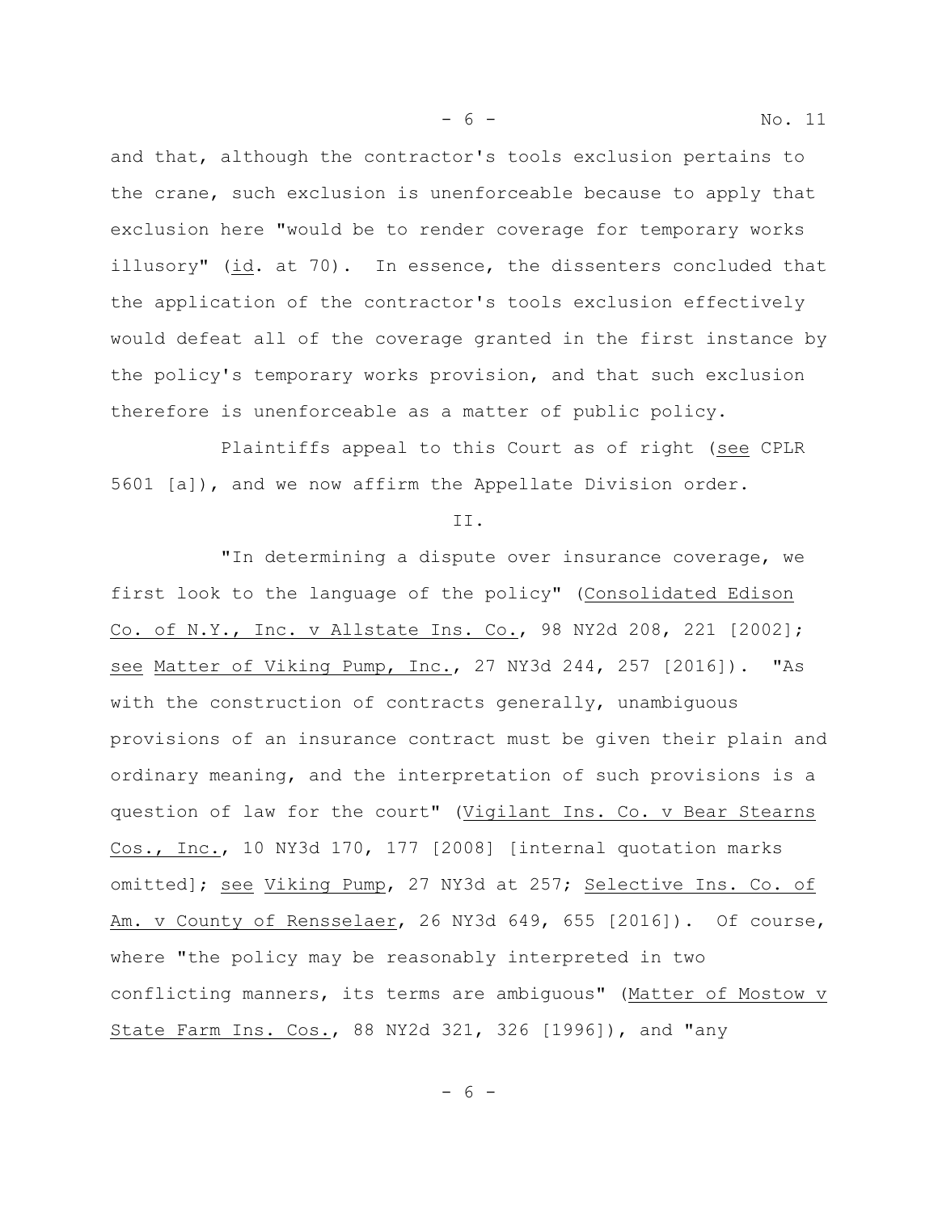and that, although the contractor's tools exclusion pertains to the crane, such exclusion is unenforceable because to apply that exclusion here "would be to render coverage for temporary works illusory" (id. at 70). In essence, the dissenters concluded that the application of the contractor's tools exclusion effectively would defeat all of the coverage granted in the first instance by the policy's temporary works provision, and that such exclusion therefore is unenforceable as a matter of public policy.

Plaintiffs appeal to this Court as of right (see CPLR 5601 [a]), and we now affirm the Appellate Division order.

II.

"In determining a dispute over insurance coverage, we first look to the language of the policy" (Consolidated Edison Co. of N.Y., Inc. v Allstate Ins. Co., 98 NY2d 208, 221 [2002]; see Matter of Viking Pump, Inc., 27 NY3d 244, 257 [2016]). "As with the construction of contracts generally, unambiguous provisions of an insurance contract must be given their plain and ordinary meaning, and the interpretation of such provisions is a question of law for the court" (Vigilant Ins. Co. v Bear Stearns Cos., Inc., 10 NY3d 170, 177 [2008] [internal quotation marks omitted]; see Viking Pump, 27 NY3d at 257; Selective Ins. Co. of Am. v County of Rensselaer, 26 NY3d 649, 655 [2016]). Of course, where "the policy may be reasonably interpreted in two conflicting manners, its terms are ambiguous" (Matter of Mostow v State Farm Ins. Cos., 88 NY2d 321, 326 [1996]), and "any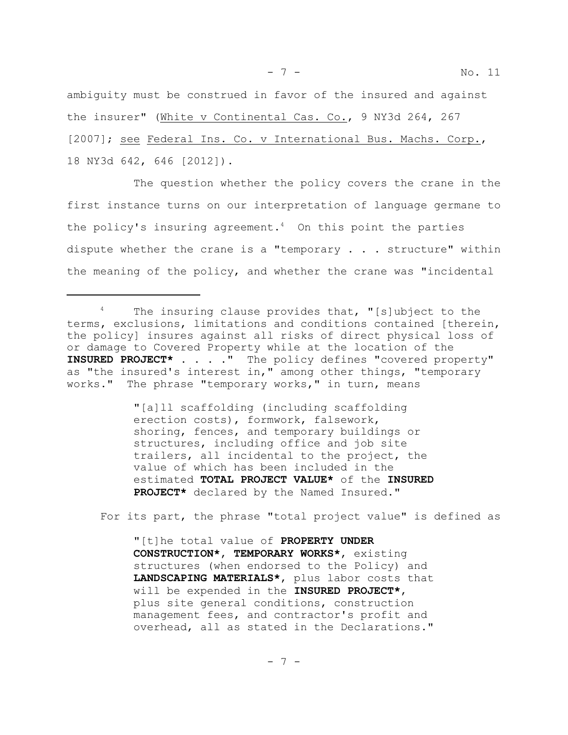ambiguity must be construed in favor of the insured and against the insurer" (White v Continental Cas. Co., 9 NY3d 264, 267 [2007]; see Federal Ins. Co. v International Bus. Machs. Corp., 18 NY3d 642, 646 [2012]).

The question whether the policy covers the crane in the first instance turns on our interpretation of language germane to the policy's insuring agreement.[4] On this point the parties dispute whether the crane is a "temporary . . . structure" within the meaning of the policy, and whether the crane was "incidental

---

[4] The insuring clause provides that, "[s]ubject to the terms, exclusions, limitations and conditions contained [therein, the policy] insures against all risks of direct physical loss of or damage to Covered Property while at the location of the **INSURED PROJECT*** . . . ." The policy defines "covered property" as "the insured's interest in," among other things, "temporary works." The phrase "temporary works," in turn, means

> "[a]ll scaffolding (including scaffolding erection costs), formwork, falsework, shoring, fences, and temporary buildings or structures, including office and job site trailers, all incidental to the project, the value of which has been included in the estimated **TOTAL PROJECT VALUE*** of the **INSURED PROJECT*** declared by the Named Insured."

For its part, the phrase "total project value" is defined as

> "[t]he total value of **PROPERTY UNDER CONSTRUCTION***, **TEMPORARY WORKS***, existing structures (when endorsed to the Policy) and **LANDSCAPING MATERIALS***, plus labor costs that will be expended in the **INSURED PROJECT***, plus site general conditions, construction management fees, and contractor's profit and overhead, all as stated in the Declarations."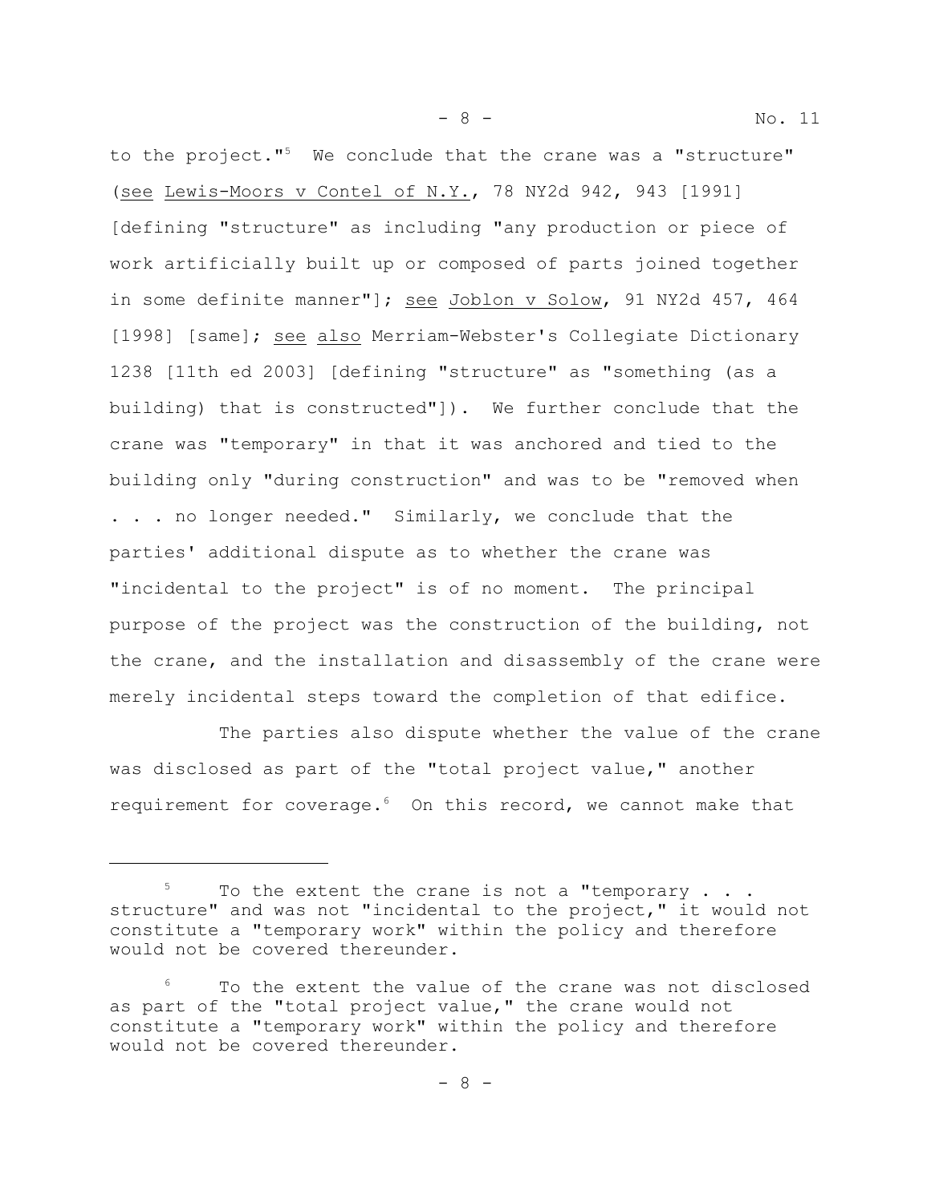to the project."[5] We conclude that the crane was a "structure" (see Lewis-Moors v Contel of N.Y., 78 NY2d 942, 943 [1991] [defining "structure" as including "any production or piece of work artificially built up or composed of parts joined together in some definite manner"]; see Joblon v Solow, 91 NY2d 457, 464 [1998] [same]; see also Merriam-Webster's Collegiate Dictionary 1238 [11th ed 2003] [defining "structure" as "something (as a building) that is constructed"]). We further conclude that the crane was "temporary" in that it was anchored and tied to the building only "during construction" and was to be "removed when . . . no longer needed." Similarly, we conclude that the parties' additional dispute as to whether the crane was "incidental to the project" is of no moment. The principal purpose of the project was the construction of the building, not the crane, and the installation and disassembly of the crane were merely incidental steps toward the completion of that edifice.

The parties also dispute whether the value of the crane was disclosed as part of the "total project value," another requirement for coverage.[6] On this record, we cannot make that

---

[5] To the extent the crane is not a "temporary . . . structure" and was not "incidental to the project," it would not constitute a "temporary work" within the policy and therefore would not be covered thereunder.

[6] To the extent the value of the crane was not disclosed as part of the "total project value," the crane would not constitute a "temporary work" within the policy and therefore would not be covered thereunder.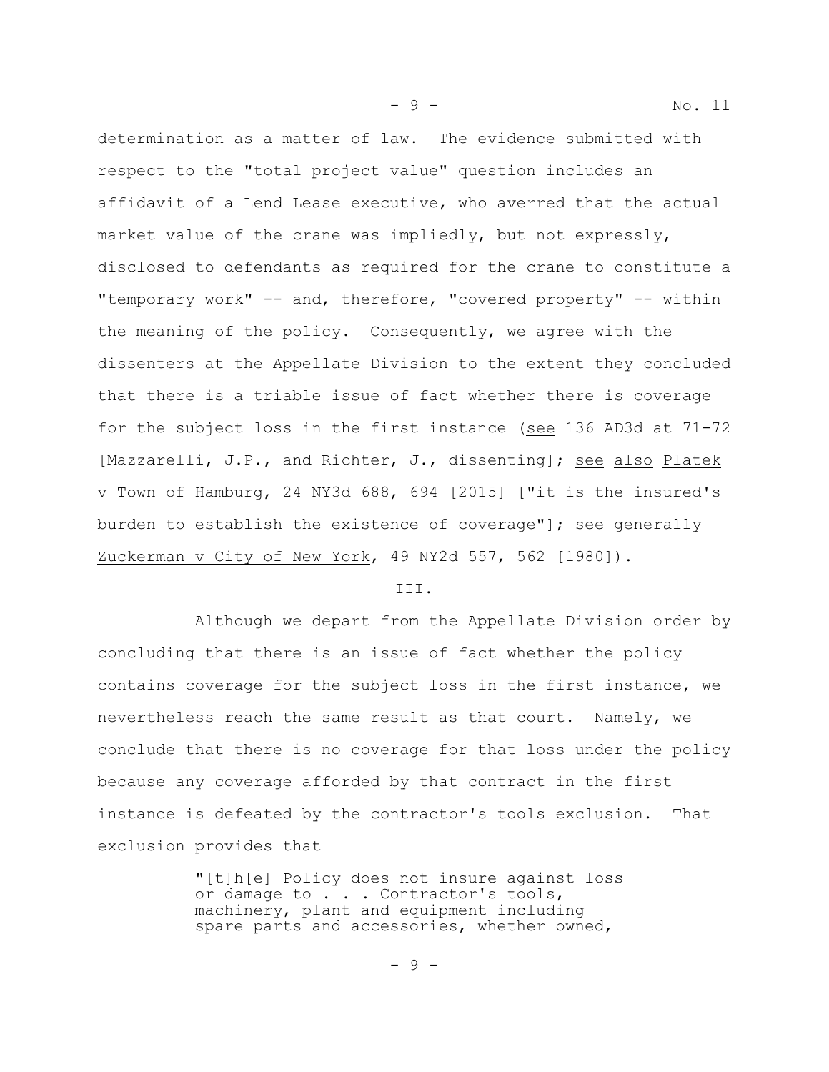determination as a matter of law. The evidence submitted with respect to the "total project value" question includes an affidavit of a Lend Lease executive, who averred that the actual market value of the crane was impliedly, but not expressly, disclosed to defendants as required for the crane to constitute a "temporary work" -- and, therefore, "covered property" -- within the meaning of the policy. Consequently, we agree with the dissenters at the Appellate Division to the extent they concluded that there is a triable issue of fact whether there is coverage for the subject loss in the first instance (see 136 AD3d at 71-72 [Mazzarelli, J.P., and Richter, J., dissenting]; see also Platek v Town of Hamburg, 24 NY3d 688, 694 [2015] ["it is the insured's burden to establish the existence of coverage"]; see generally Zuckerman v City of New York, 49 NY2d 557, 562 [1980]).

III.

Although we depart from the Appellate Division order by concluding that there is an issue of fact whether the policy contains coverage for the subject loss in the first instance, we nevertheless reach the same result as that court. Namely, we conclude that there is no coverage for that loss under the policy because any coverage afforded by that contract in the first instance is defeated by the contractor's tools exclusion. That exclusion provides that

> "[t]h[e] Policy does not insure against loss or damage to . . . Contractor's tools, machinery, plant and equipment including spare parts and accessories, whether owned,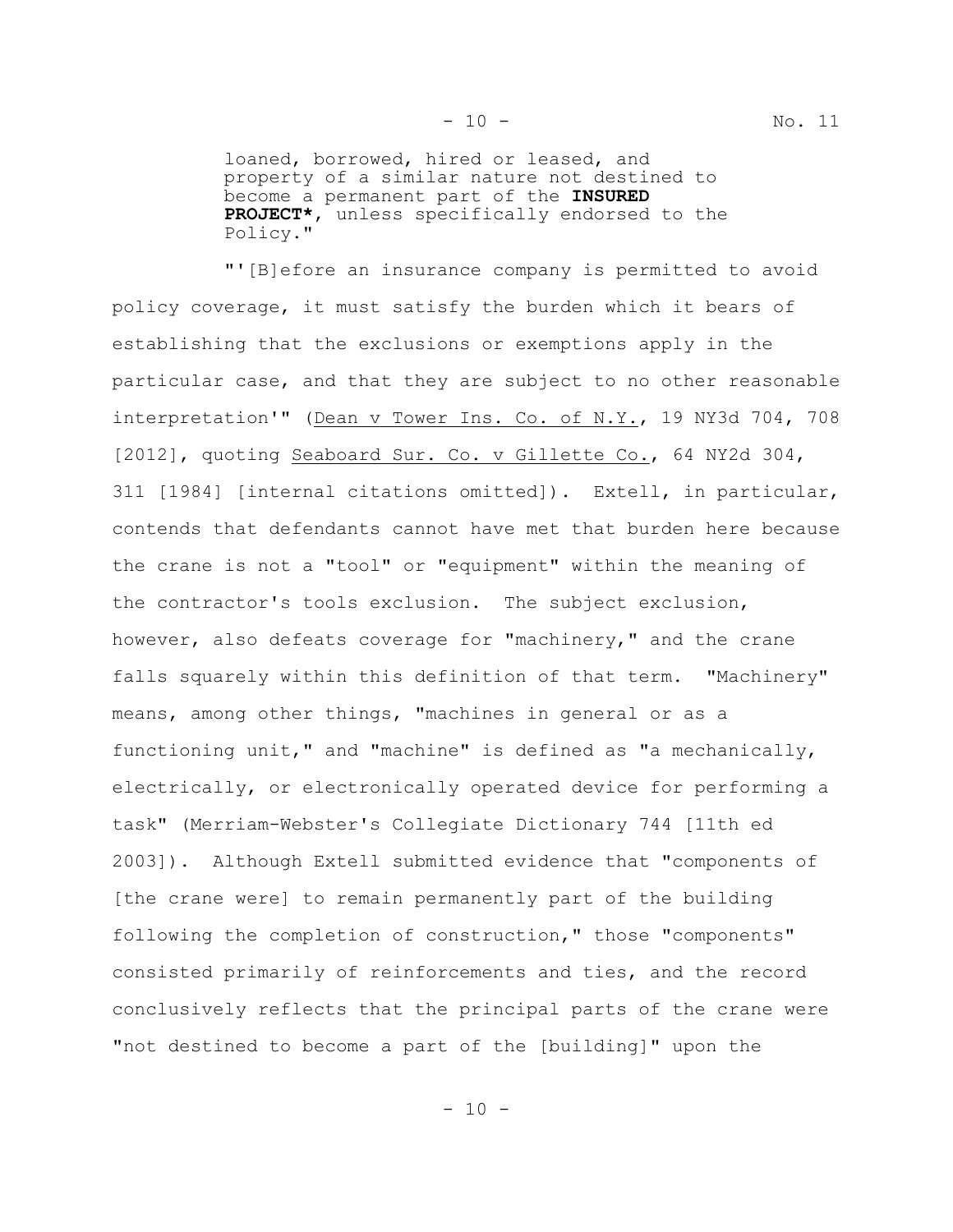> loaned, borrowed, hired or leased, and property of a similar nature not destined to become a permanent part of the **INSURED PROJECT***, unless specifically endorsed to the Policy."

"'[B]efore an insurance company is permitted to avoid policy coverage, it must satisfy the burden which it bears of establishing that the exclusions or exemptions apply in the particular case, and that they are subject to no other reasonable interpretation'" (Dean v Tower Ins. Co. of N.Y., 19 NY3d 704, 708 [2012], quoting Seaboard Sur. Co. v Gillette Co., 64 NY2d 304, 311 [1984] [internal citations omitted]). Extell, in particular, contends that defendants cannot have met that burden here because the crane is not a "tool" or "equipment" within the meaning of the contractor's tools exclusion. The subject exclusion, however, also defeats coverage for "machinery," and the crane falls squarely within this definition of that term. "Machinery" means, among other things, "machines in general or as a functioning unit," and "machine" is defined as "a mechanically, electrically, or electronically operated device for performing a task" (Merriam-Webster's Collegiate Dictionary 744 [11th ed 2003]). Although Extell submitted evidence that "components of [the crane were] to remain permanently part of the building following the completion of construction," those "components" consisted primarily of reinforcements and ties, and the record conclusively reflects that the principal parts of the crane were "not destined to become a part of the [building]" upon the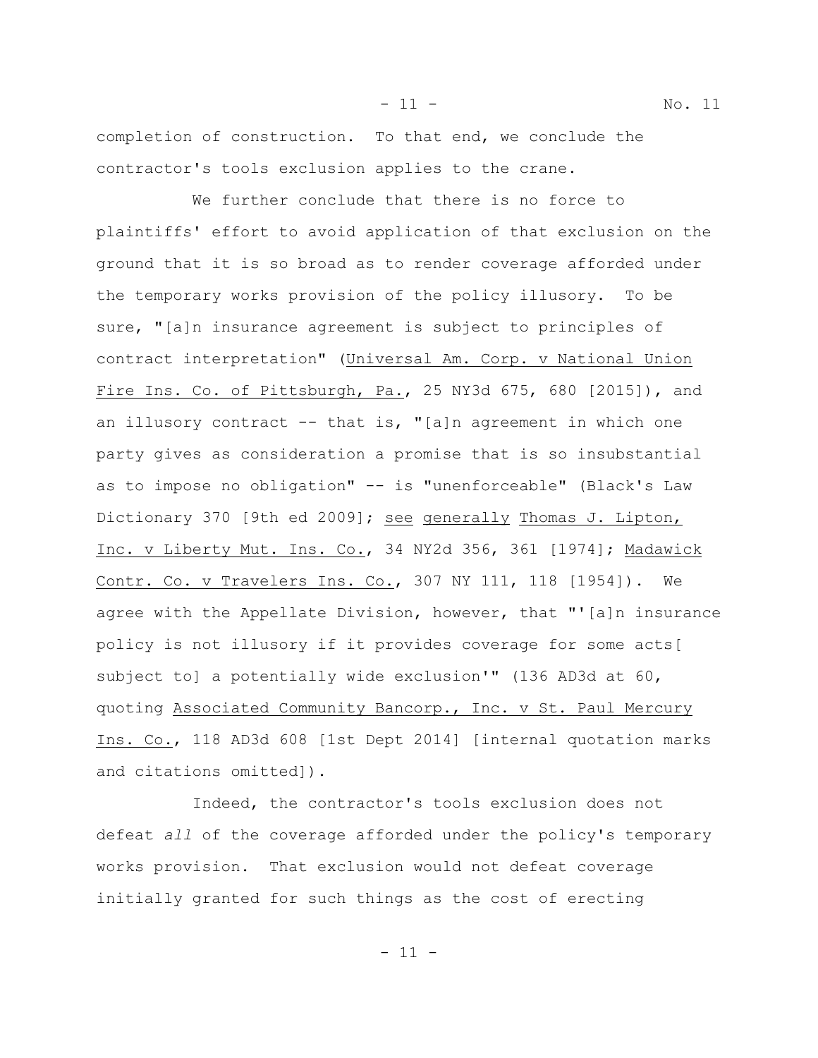completion of construction. To that end, we conclude the contractor's tools exclusion applies to the crane.

We further conclude that there is no force to plaintiffs' effort to avoid application of that exclusion on the ground that it is so broad as to render coverage afforded under the temporary works provision of the policy illusory. To be sure, "[a]n insurance agreement is subject to principles of contract interpretation" (Universal Am. Corp. v National Union Fire Ins. Co. of Pittsburgh, Pa., 25 NY3d 675, 680 [2015]), and an illusory contract -- that is, "[a]n agreement in which one party gives as consideration a promise that is so insubstantial as to impose no obligation" -- is "unenforceable" (Black's Law Dictionary 370 [9th ed 2009]; see generally Thomas J. Lipton, Inc. v Liberty Mut. Ins. Co., 34 NY2d 356, 361 [1974]; Madawick Contr. Co. v Travelers Ins. Co., 307 NY 111, 118 [1954]). We agree with the Appellate Division, however, that "'[a]n insurance policy is not illusory if it provides coverage for some acts[ subject to] a potentially wide exclusion'" (136 AD3d at 60, quoting Associated Community Bancorp., Inc. v St. Paul Mercury Ins. Co., 118 AD3d 608 [1st Dept 2014] [internal quotation marks and citations omitted]).

Indeed, the contractor's tools exclusion does not defeat *all* of the coverage afforded under the policy's temporary works provision. That exclusion would not defeat coverage initially granted for such things as the cost of erecting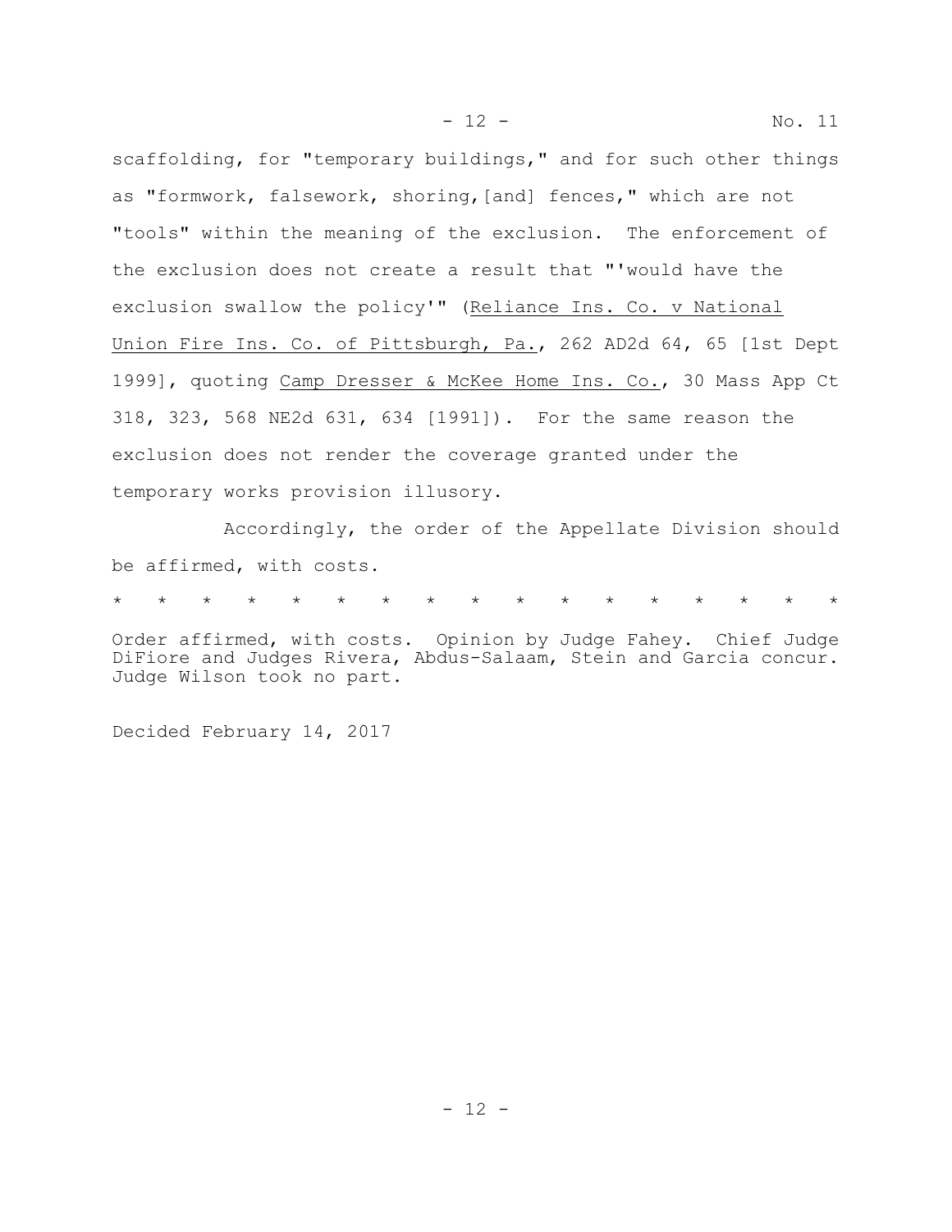scaffolding, for "temporary buildings," and for such other things as "formwork, falsework, shoring,[and] fences," which are not "tools" within the meaning of the exclusion. The enforcement of the exclusion does not create a result that "'would have the exclusion swallow the policy'" (Reliance Ins. Co. v National Union Fire Ins. Co. of Pittsburgh, Pa., 262 AD2d 64, 65 [1st Dept 1999], quoting Camp Dresser & McKee Home Ins. Co., 30 Mass App Ct 318, 323, 568 NE2d 631, 634 [1991]). For the same reason the exclusion does not render the coverage granted under the temporary works provision illusory.

Accordingly, the order of the Appellate Division should be affirmed, with costs.

* * * * * * * * * * * * * * * * *

Order affirmed, with costs. Opinion by Judge Fahey. Chief Judge DiFiore and Judges Rivera, Abdus-Salaam, Stein and Garcia concur. Judge Wilson took no part.

Decided February 14, 2017